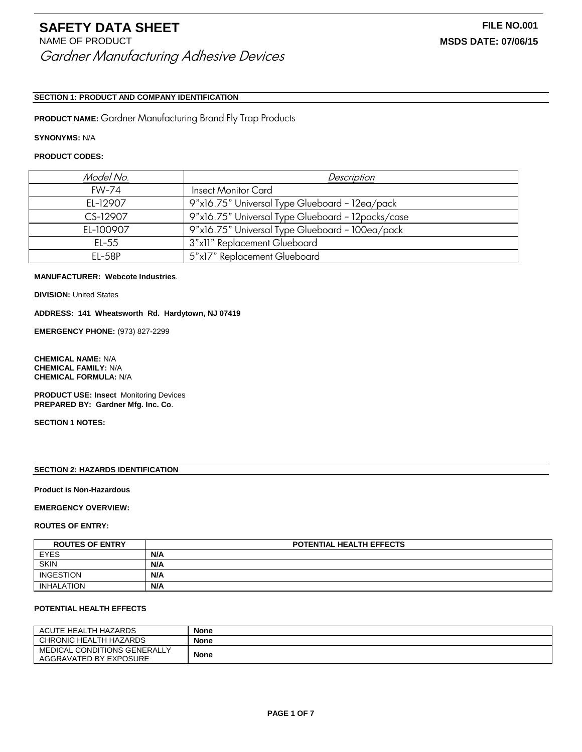# SAFETY DATA SHEET

**FILE NO.001**

NAME OF PRODUCT

**MSDS DATE: 07/06/15**

*Gardner Manufacturing Adhesive Devices*

## SECTION 1: PRODUCT AND COMPANY IDENTIFICATION

**PRODUCT NAME:** Gardner Manufacturing Brand Fly Trap Products

**SYNONYMS:** N/A

**PRODUCT CODES:**

| *Model No.* | *Description* |
|---|---|
| FW-74 | Insect Monitor Card |
| EL-12907 | 9"x16.75" Universal Type Glueboard – 12ea/pack |
| CS-12907 | 9"x16.75" Universal Type Glueboard – 12packs/case |
| EL-100907 | 9"x16.75" Universal Type Glueboard – 100ea/pack |
| EL-55 | 3"x11" Replacement Glueboard |
| EL-58P | 5"x17" Replacement Glueboard |

**MANUFACTURER: Webcote Industries**.

**DIVISION:** United States

**ADDRESS: 141 Wheatsworth Rd. Hardytown, NJ 07419**

**EMERGENCY PHONE:** (973) 827-2299

**CHEMICAL NAME:** N/A
**CHEMICAL FAMILY:** N/A
**CHEMICAL FORMULA:** N/A

**PRODUCT USE: Insect** Monitoring Devices
**PREPARED BY: Gardner Mfg. Inc. Co**.

**SECTION 1 NOTES:**

## SECTION 2: HAZARDS IDENTIFICATION

**Product is Non-Hazardous**

**EMERGENCY OVERVIEW:**

**ROUTES OF ENTRY:**

| ROUTES OF ENTRY | POTENTIAL HEALTH EFFECTS |
|---|---|
| EYES | **N/A** |
| SKIN | **N/A** |
| INGESTION | **N/A** |
| INHALATION | **N/A** |

**POTENTIAL HEALTH EFFECTS**

| | |
|---|---|
| ACUTE HEALTH HAZARDS | **None** |
| CHRONIC HEALTH HAZARDS | **None** |
| MEDICAL CONDITIONS GENERALLY AGGRAVATED BY EXPOSURE | **None** |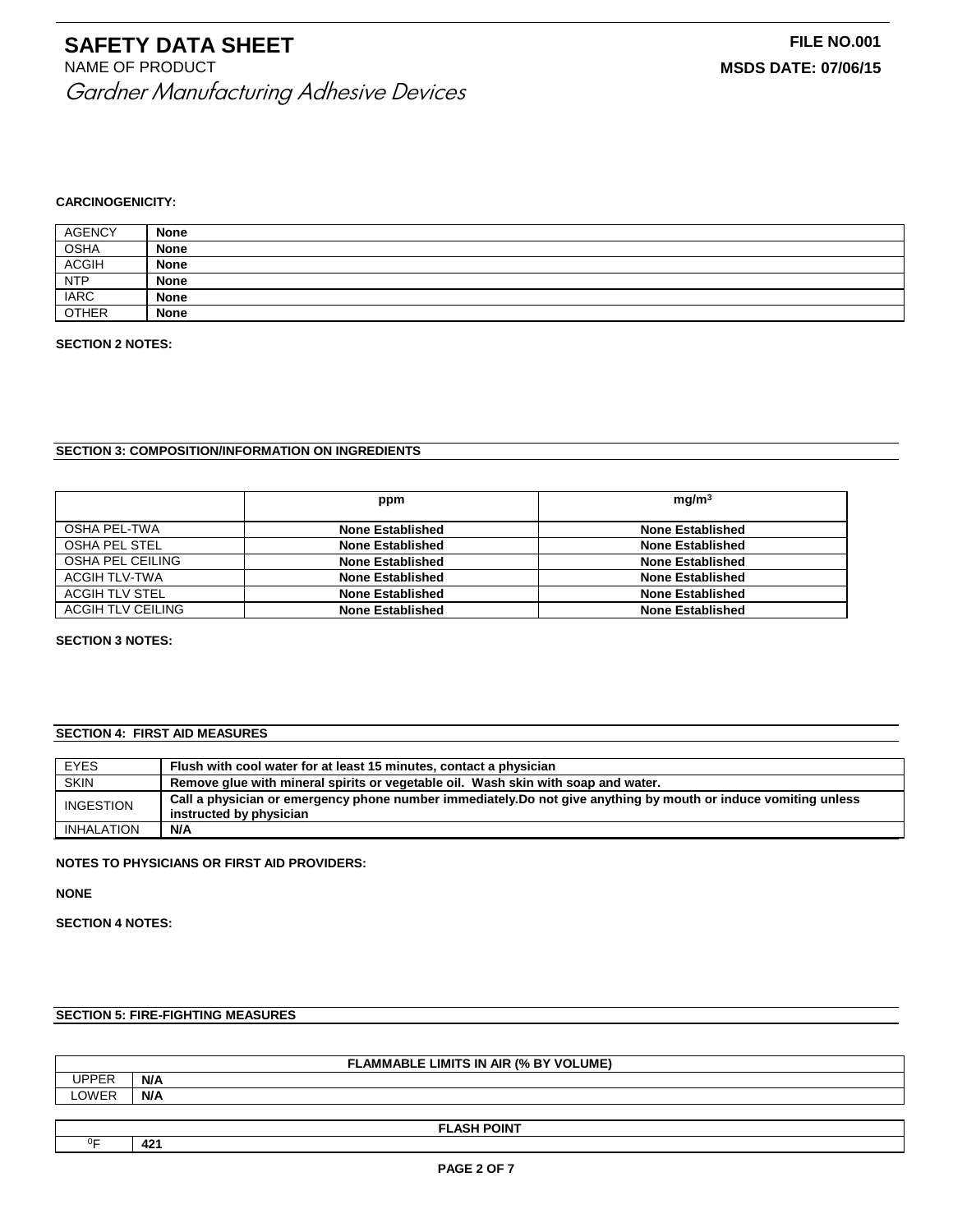# SAFETY DATA SHEET

NAME OF PRODUCT

*Gardner Manufacturing Adhesive Devices*

**FILE NO.001**

**MSDS DATE: 07/06/15**

**CARCINOGENICITY:**

| AGENCY | **None** |
|---|---|
| OSHA | **None** |
| ACGIH | **None** |
| NTP | **None** |
| IARC | **None** |
| OTHER | **None** |

**SECTION 2 NOTES:**

## SECTION 3: COMPOSITION/INFORMATION ON INGREDIENTS

| | ppm | $mg/m^3$ |
|---|---|---|
| OSHA PEL-TWA | **None Established** | **None Established** |
| OSHA PEL STEL | **None Established** | **None Established** |
| OSHA PEL CEILING | **None Established** | **None Established** |
| ACGIH TLV-TWA | **None Established** | **None Established** |
| ACGIH TLV STEL | **None Established** | **None Established** |
| ACGIH TLV CEILING | **None Established** | **None Established** |

**SECTION 3 NOTES:**

## SECTION 4: FIRST AID MEASURES

| EYES | **Flush with cool water for at least 15 minutes, contact a physician** |
|---|---|
| SKIN | **Remove glue with mineral spirits or vegetable oil. Wash skin with soap and water.** |
| INGESTION | **Call a physician or emergency phone number immediately.Do not give anything by mouth or induce vomiting unless instructed by physician** |
| INHALATION | **N/A** |

**NOTES TO PHYSICIANS OR FIRST AID PROVIDERS:**

**NONE**

**SECTION 4 NOTES:**

## SECTION 5: FIRE-FIGHTING MEASURES

| FLAMMABLE LIMITS IN AIR (% BY VOLUME) | |
|---|---|
| UPPER | **N/A** |
| LOWER | **N/A** |

| FLASH POINT | |
|---|---|
| $^0F$ | **421** |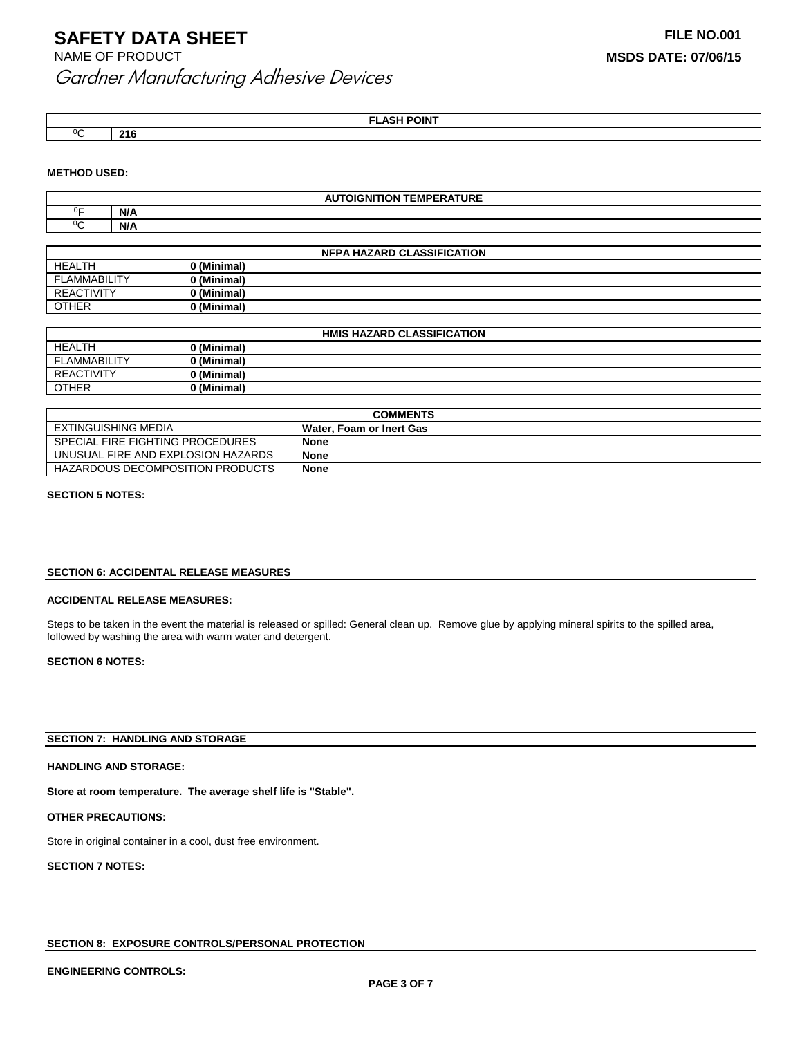# SAFETY DATA SHEET

**FILE NO.001**

NAME OF PRODUCT

**MSDS DATE: 07/06/15**

*Gardner Manufacturing Adhesive Devices*

| FLASH POINT | |
|---|---|
| ⁰C | **216** |

**METHOD USED:**

| AUTOIGNITION TEMPERATURE | |
|---|---|
| ⁰F | **N/A** |
| ⁰C | **N/A** |

| NFPA HAZARD CLASSIFICATION | |
|---|---|
| HEALTH | **0 (Minimal)** |
| FLAMMABILITY | **0 (Minimal)** |
| REACTIVITY | **0 (Minimal)** |
| OTHER | **0 (Minimal)** |

| HMIS HAZARD CLASSIFICATION | |
|---|---|
| HEALTH | **0 (Minimal)** |
| FLAMMABILITY | **0 (Minimal)** |
| REACTIVITY | **0 (Minimal)** |
| OTHER | **0 (Minimal)** |

| COMMENTS | |
|---|---|
| EXTINGUISHING MEDIA | **Water, Foam or Inert Gas** |
| SPECIAL FIRE FIGHTING PROCEDURES | **None** |
| UNUSUAL FIRE AND EXPLOSION HAZARDS | **None** |
| HAZARDOUS DECOMPOSITION PRODUCTS | **None** |

**SECTION 5 NOTES:**

## SECTION 6: ACCIDENTAL RELEASE MEASURES

**ACCIDENTAL RELEASE MEASURES:**

Steps to be taken in the event the material is released or spilled: General clean up. Remove glue by applying mineral spirits to the spilled area, followed by washing the area with warm water and detergent.

**SECTION 6 NOTES:**

## SECTION 7: HANDLING AND STORAGE

**HANDLING AND STORAGE:**

**Store at room temperature. The average shelf life is "Stable".**

**OTHER PRECAUTIONS:**

Store in original container in a cool, dust free environment.

**SECTION 7 NOTES:**

## SECTION 8: EXPOSURE CONTROLS/PERSONAL PROTECTION

**ENGINEERING CONTROLS:**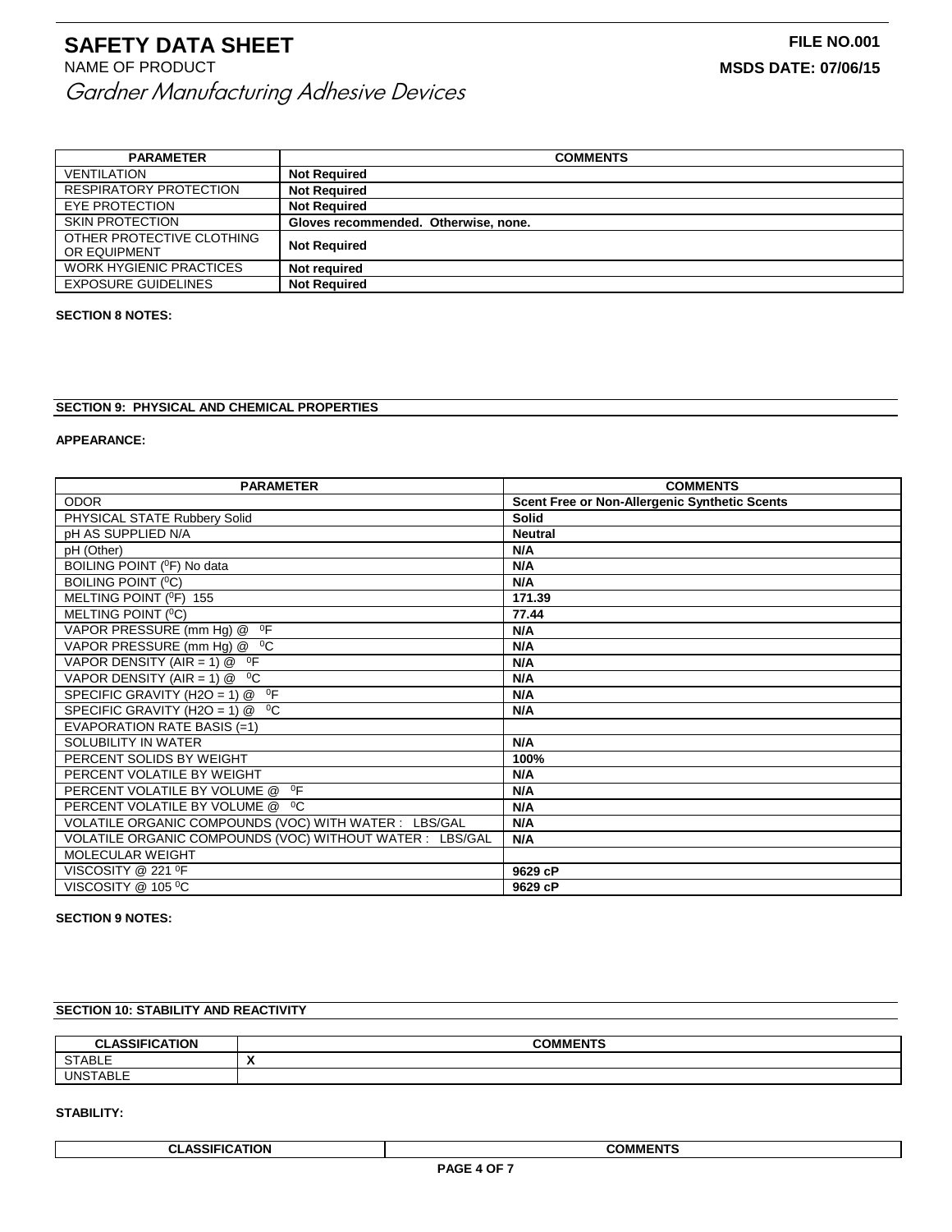| PARAMETER | COMMENTS |
|---|---|
| VENTILATION | **Not Required** |
| RESPIRATORY PROTECTION | **Not Required** |
| EYE PROTECTION | **Not Required** |
| SKIN PROTECTION | **Gloves recommended. Otherwise, none.** |
| OTHER PROTECTIVE CLOTHING OR EQUIPMENT | **Not Required** |
| WORK HYGIENIC PRACTICES | **Not required** |
| EXPOSURE GUIDELINES | **Not Required** |

**SECTION 8 NOTES:**

**SECTION 9: PHYSICAL AND CHEMICAL PROPERTIES**

**APPEARANCE:**

| PARAMETER | COMMENTS |
|---|---|
| ODOR | **Scent Free or Non-Allergenic Synthetic Scents** |
| PHYSICAL STATE Rubbery Solid | **Solid** |
| pH AS SUPPLIED N/A | **Neutral** |
| pH (Other) | **N/A** |
| BOILING POINT ($^0$F) No data | **N/A** |
| BOILING POINT ($^0$C) | **N/A** |
| MELTING POINT ($^0$F) 155 | **171.39** |
| MELTING POINT ($^0$C) | **77.44** |
| VAPOR PRESSURE (mm Hg) @ $^0$F | **N/A** |
| VAPOR PRESSURE (mm Hg) @ $^0$C | **N/A** |
| VAPOR DENSITY (AIR = 1) @ $^0$F | **N/A** |
| VAPOR DENSITY (AIR = 1) @ $^0$C | **N/A** |
| SPECIFIC GRAVITY (H2O = 1) @ $^0$F | **N/A** |
| SPECIFIC GRAVITY (H2O = 1) @ $^0$C | **N/A** |
| EVAPORATION RATE BASIS (=1) | |
| SOLUBILITY IN WATER | **N/A** |
| PERCENT SOLIDS BY WEIGHT | **100%** |
| PERCENT VOLATILE BY WEIGHT | **N/A** |
| PERCENT VOLATILE BY VOLUME @ $^0$F | **N/A** |
| PERCENT VOLATILE BY VOLUME @ $^0$C | **N/A** |
| VOLATILE ORGANIC COMPOUNDS (VOC) WITH WATER : LBS/GAL | **N/A** |
| VOLATILE ORGANIC COMPOUNDS (VOC) WITHOUT WATER : LBS/GAL | **N/A** |
| MOLECULAR WEIGHT | |
| VISCOSITY @ 221 $^0$F | **9629 cP** |
| VISCOSITY @ 105 $^0$C | **9629 cP** |

**SECTION 9 NOTES:**

**SECTION 10: STABILITY AND REACTIVITY**

| CLASSIFICATION | COMMENTS |
|---|---|
| STABLE | **X** |
| UNSTABLE | |

**STABILITY:**

| CLASSIFICATION | COMMENTS |
|---|---|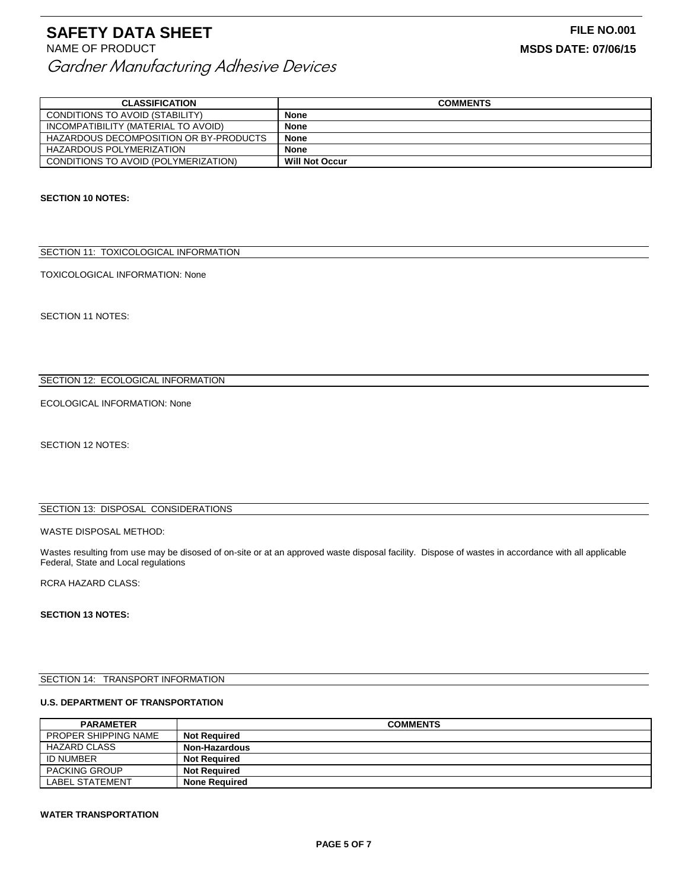| CLASSIFICATION | COMMENTS |
|---|---|
| CONDITIONS TO AVOID (STABILITY) | **None** |
| INCOMPATIBILITY (MATERIAL TO AVOID) | **None** |
| HAZARDOUS DECOMPOSITION OR BY-PRODUCTS | **None** |
| HAZARDOUS POLYMERIZATION | **None** |
| CONDITIONS TO AVOID (POLYMERIZATION) | **Will Not Occur** |

**SECTION 10 NOTES:**

## SECTION 11: TOXICOLOGICAL INFORMATION

TOXICOLOGICAL INFORMATION: None

SECTION 11 NOTES:

## SECTION 12: ECOLOGICAL INFORMATION

ECOLOGICAL INFORMATION: None

SECTION 12 NOTES:

## SECTION 13: DISPOSAL CONSIDERATIONS

WASTE DISPOSAL METHOD:

Wastes resulting from use may be disosed of on-site or at an approved waste disposal facility. Dispose of wastes in accordance with all applicable Federal, State and Local regulations

RCRA HAZARD CLASS:

**SECTION 13 NOTES:**

## SECTION 14: TRANSPORT INFORMATION

**U.S. DEPARTMENT OF TRANSPORTATION**

| PARAMETER | COMMENTS |
|---|---|
| PROPER SHIPPING NAME | **Not Required** |
| HAZARD CLASS | **Non-Hazardous** |
| ID NUMBER | **Not Required** |
| PACKING GROUP | **Not Required** |
| LABEL STATEMENT | **None Required** |

**WATER TRANSPORTATION**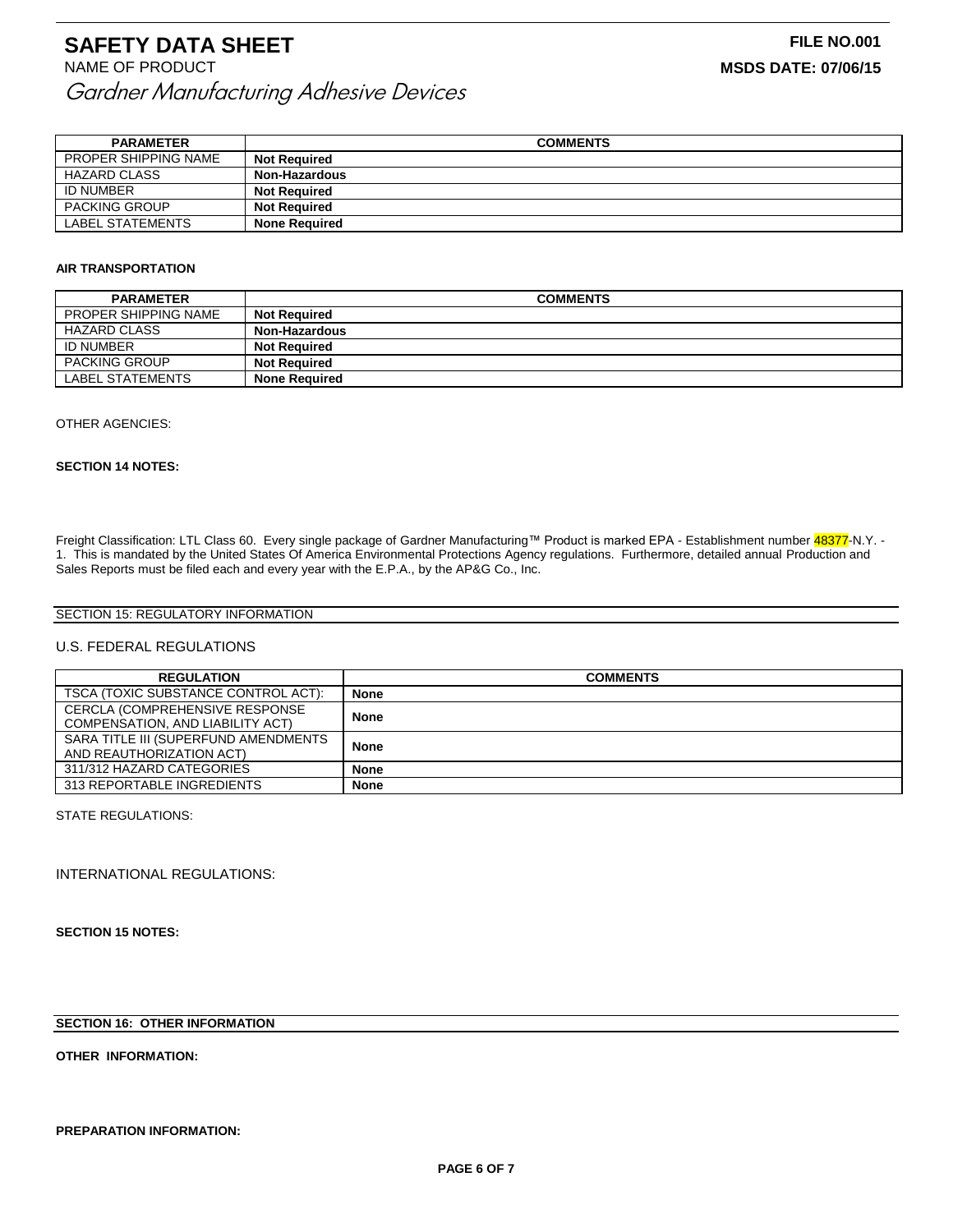# SAFETY DATA SHEET

**FILE NO.001**

NAME OF PRODUCT

**MSDS DATE: 07/06/15**

*Gardner Manufacturing Adhesive Devices*

| PARAMETER | COMMENTS |
|---|---|
| PROPER SHIPPING NAME | **Not Required** |
| HAZARD CLASS | **Non-Hazardous** |
| ID NUMBER | **Not Required** |
| PACKING GROUP | **Not Required** |
| LABEL STATEMENTS | **None Required** |

**AIR TRANSPORTATION**

| PARAMETER | COMMENTS |
|---|---|
| PROPER SHIPPING NAME | **Not Required** |
| HAZARD CLASS | **Non-Hazardous** |
| ID NUMBER | **Not Required** |
| PACKING GROUP | **Not Required** |
| LABEL STATEMENTS | **None Required** |

OTHER AGENCIES:

**SECTION 14 NOTES:**

Freight Classification: LTL Class 60. Every single package of Gardner Manufacturing™ Product is marked EPA - Establishment number 48377-N.Y. - 1. This is mandated by the United States Of America Environmental Protections Agency regulations. Furthermore, detailed annual Production and Sales Reports must be filed each and every year with the E.P.A., by the AP&G Co., Inc.

## SECTION 15: REGULATORY INFORMATION

U.S. FEDERAL REGULATIONS

| REGULATION | COMMENTS |
|---|---|
| TSCA (TOXIC SUBSTANCE CONTROL ACT): | **None** |
| CERCLA (COMPREHENSIVE RESPONSE COMPENSATION, AND LIABILITY ACT) | **None** |
| SARA TITLE III (SUPERFUND AMENDMENTS AND REAUTHORIZATION ACT) | **None** |
| 311/312 HAZARD CATEGORIES | **None** |
| 313 REPORTABLE INGREDIENTS | **None** |

STATE REGULATIONS:

INTERNATIONAL REGULATIONS:

**SECTION 15 NOTES:**

## SECTION 16: OTHER INFORMATION

**OTHER INFORMATION:**

**PREPARATION INFORMATION:**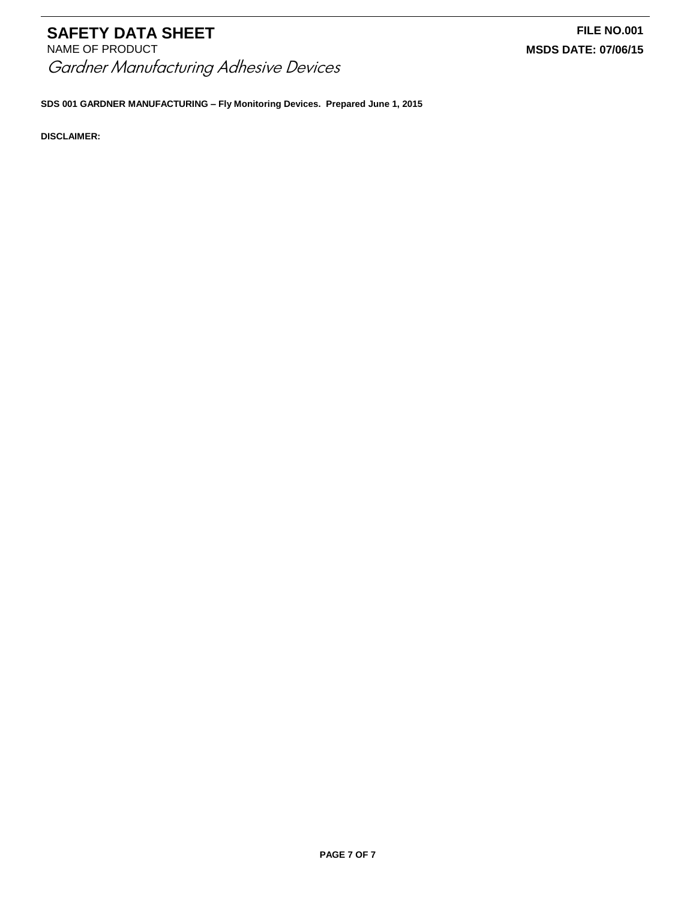**SDS 001 GARDNER MANUFACTURING – Fly Monitoring Devices. Prepared June 1, 2015**

**DISCLAIMER:**